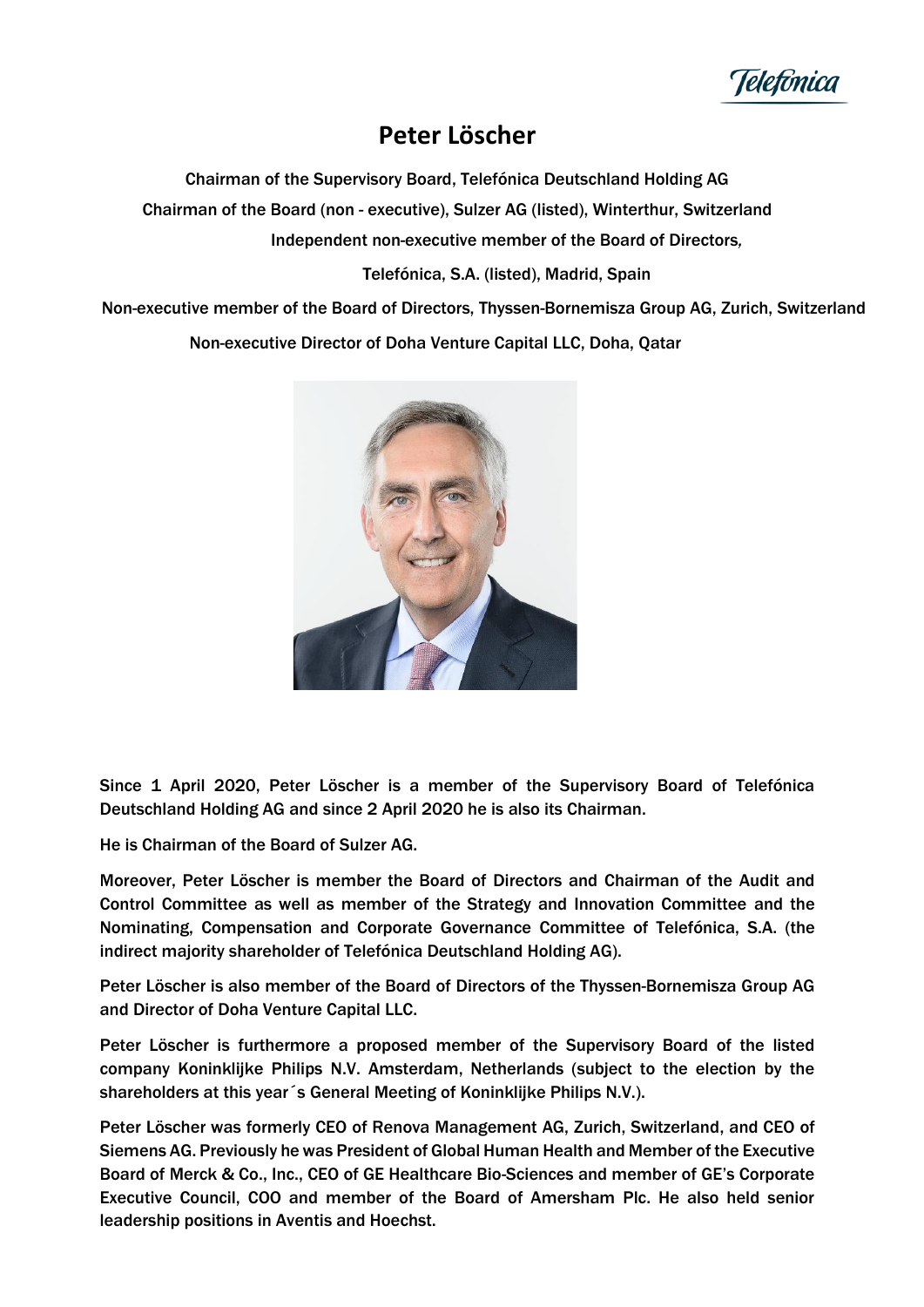# Peter Löscher

Chairman of the Supervisory Board, Telefónica Deutschland Holding AG

Chairman of the Board (non - executive), Sulzer AG (listed), Winterthur, Switzerland

Independent non-executive member of the Board of Directors,

Telefónica, S.A. (listed), Madrid, Spain

Non-executive member of the Board of Directors, Thyssen-Bornemisza Group AG, Zurich, Switzerland

Non-executive Director of Doha Venture Capital LLC, Doha, Qatar

Since 1 April 2020, Peter Löscher is a member of the Supervisory Board of Telefónica Deutschland Holding AG and since 2 April 2020 he is also its Chairman.

He is Chairman of the Board of Sulzer AG.

Moreover, Peter Löscher is member the Board of Directors and Chairman of the Audit and Control Committee as well as member of the Strategy and Innovation Committee and the Nominating, Compensation and Corporate Governance Committee of Telefónica, S.A. (the indirect majority shareholder of Telefónica Deutschland Holding AG).

Peter Löscher is also member of the Board of Directors of the Thyssen-Bornemisza Group AG and Director of Doha Venture Capital LLC.

Peter Löscher is furthermore a proposed member of the Supervisory Board of the listed company Koninklijke Philips N.V. Amsterdam, Netherlands (subject to the election by the shareholders at this year´s General Meeting of Koninklijke Philips N.V.).

Peter Löscher was formerly CEO of Renova Management AG, Zurich, Switzerland, and CEO of Siemens AG. Previously he was President of Global Human Health and Member of the Executive Board of Merck & Co., Inc., CEO of GE Healthcare Bio-Sciences and member of GE's Corporate Executive Council, COO and member of the Board of Amersham Plc. He also held senior leadership positions in Aventis and Hoechst.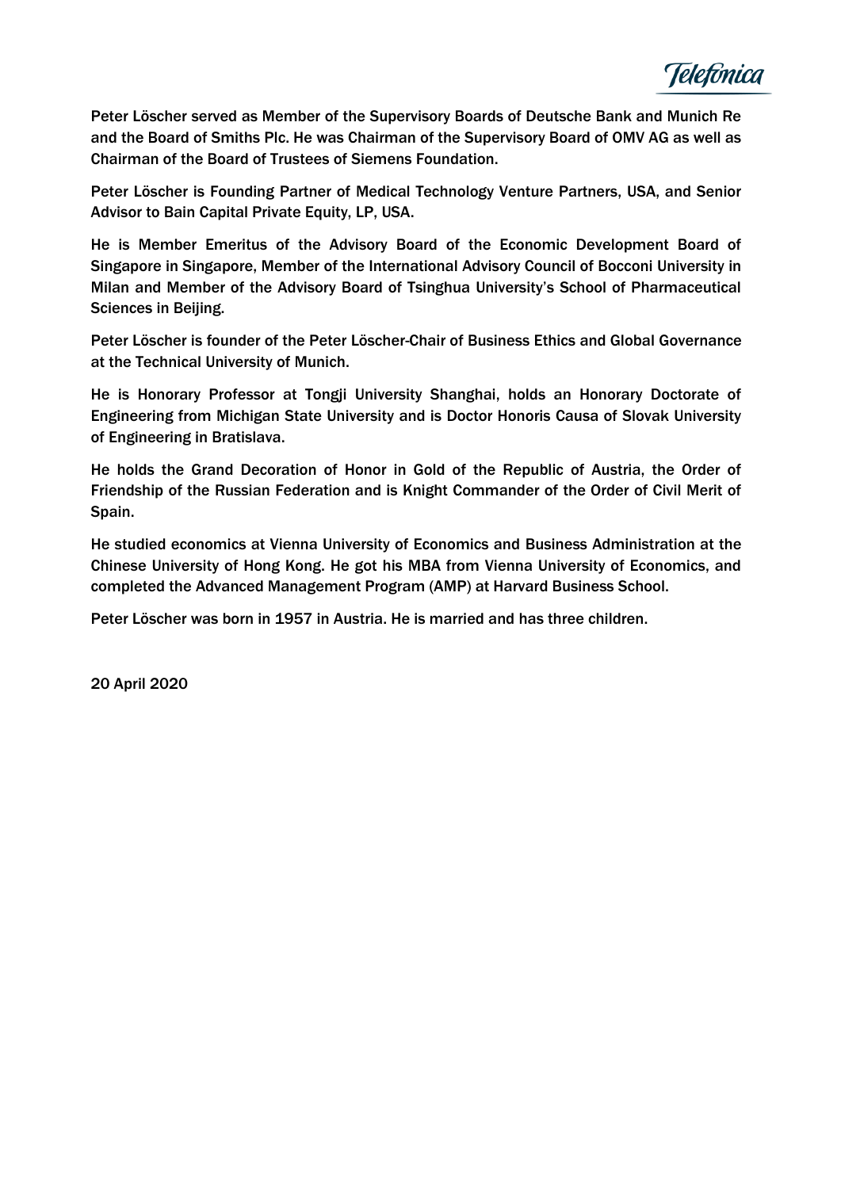Peter Löscher served as Member of the Supervisory Boards of Deutsche Bank and Munich Re and the Board of Smiths Plc. He was Chairman of the Supervisory Board of OMV AG as well as Chairman of the Board of Trustees of Siemens Foundation.

Peter Löscher is Founding Partner of Medical Technology Venture Partners, USA, and Senior Advisor to Bain Capital Private Equity, LP, USA.

He is Member Emeritus of the Advisory Board of the Economic Development Board of Singapore in Singapore, Member of the International Advisory Council of Bocconi University in Milan and Member of the Advisory Board of Tsinghua University's School of Pharmaceutical Sciences in Beijing.

Peter Löscher is founder of the Peter Löscher-Chair of Business Ethics and Global Governance at the Technical University of Munich.

He is Honorary Professor at Tongji University Shanghai, holds an Honorary Doctorate of Engineering from Michigan State University and is Doctor Honoris Causa of Slovak University of Engineering in Bratislava.

He holds the Grand Decoration of Honor in Gold of the Republic of Austria, the Order of Friendship of the Russian Federation and is Knight Commander of the Order of Civil Merit of Spain.

He studied economics at Vienna University of Economics and Business Administration at the Chinese University of Hong Kong. He got his MBA from Vienna University of Economics, and completed the Advanced Management Program (AMP) at Harvard Business School.

Peter Löscher was born in 1957 in Austria. He is married and has three children.

20 April 2020